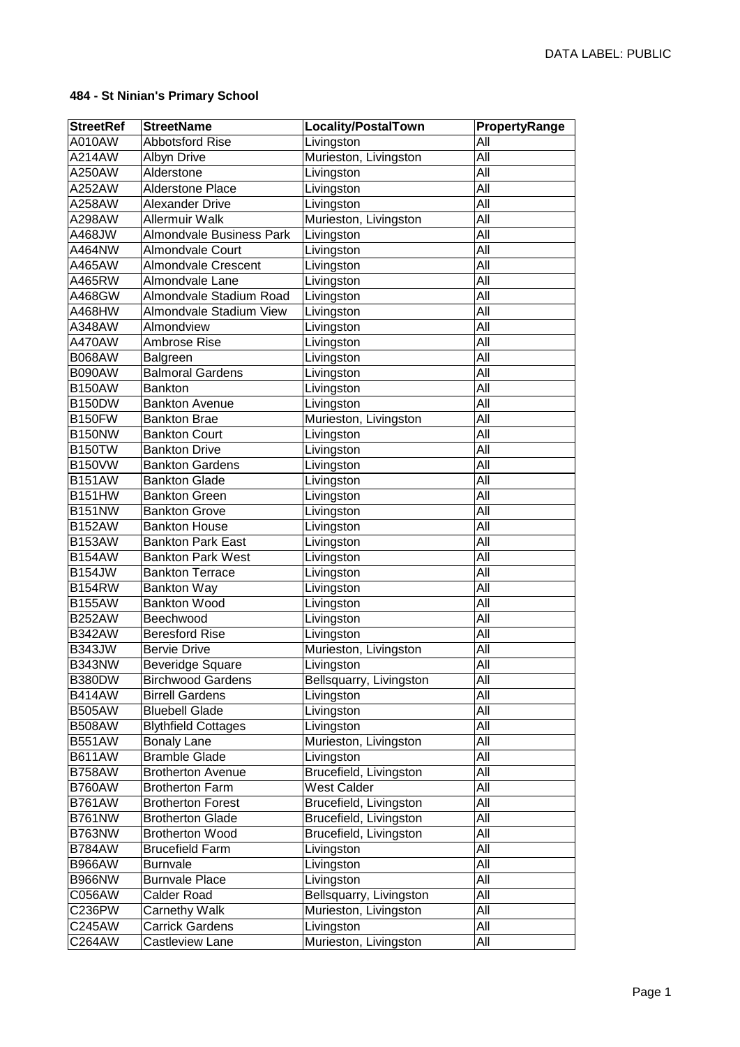DATA LABEL: PUBLIC

**484 - St Ninian's Primary School**

| StreetRef | StreetName | Locality/PostalTown | PropertyRange |
|---|---|---|---|
| A010AW | Abbotsford Rise | Livingston | All |
| A214AW | Albyn Drive | Murieston, Livingston | All |
| A250AW | Alderstone | Livingston | All |
| A252AW | Alderstone Place | Livingston | All |
| A258AW | Alexander Drive | Livingston | All |
| A298AW | Allermuir Walk | Murieston, Livingston | All |
| A468JW | Almondvale Business Park | Livingston | All |
| A464NW | Almondvale Court | Livingston | All |
| A465AW | Almondvale Crescent | Livingston | All |
| A465RW | Almondvale Lane | Livingston | All |
| A468GW | Almondvale Stadium Road | Livingston | All |
| A468HW | Almondvale Stadium View | Livingston | All |
| A348AW | Almondview | Livingston | All |
| A470AW | Ambrose Rise | Livingston | All |
| B068AW | Balgreen | Livingston | All |
| B090AW | Balmoral Gardens | Livingston | All |
| B150AW | Bankton | Livingston | All |
| B150DW | Bankton Avenue | Livingston | All |
| B150FW | Bankton Brae | Murieston, Livingston | All |
| B150NW | Bankton Court | Livingston | All |
| B150TW | Bankton Drive | Livingston | All |
| B150VW | Bankton Gardens | Livingston | All |
| B151AW | Bankton Glade | Livingston | All |
| B151HW | Bankton Green | Livingston | All |
| B151NW | Bankton Grove | Livingston | All |
| B152AW | Bankton House | Livingston | All |
| B153AW | Bankton Park East | Livingston | All |
| B154AW | Bankton Park West | Livingston | All |
| B154JW | Bankton Terrace | Livingston | All |
| B154RW | Bankton Way | Livingston | All |
| B155AW | Bankton Wood | Livingston | All |
| B252AW | Beechwood | Livingston | All |
| B342AW | Beresford Rise | Livingston | All |
| B343JW | Bervie Drive | Murieston, Livingston | All |
| B343NW | Beveridge Square | Livingston | All |
| B380DW | Birchwood Gardens | Bellsquarry, Livingston | All |
| B414AW | Birrell Gardens | Livingston | All |
| B505AW | Bluebell Glade | Livingston | All |
| B508AW | Blythfield Cottages | Livingston | All |
| B551AW | Bonaly Lane | Murieston, Livingston | All |
| B611AW | Bramble Glade | Livingston | All |
| B758AW | Brotherton Avenue | Brucefield, Livingston | All |
| B760AW | Brotherton Farm | West Calder | All |
| B761AW | Brotherton Forest | Brucefield, Livingston | All |
| B761NW | Brotherton Glade | Brucefield, Livingston | All |
| B763NW | Brotherton Wood | Brucefield, Livingston | All |
| B784AW | Brucefield Farm | Livingston | All |
| B966AW | Burnvale | Livingston | All |
| B966NW | Burnvale Place | Livingston | All |
| C056AW | Calder Road | Bellsquarry, Livingston | All |
| C236PW | Carnethy Walk | Murieston, Livingston | All |
| C245AW | Carrick Gardens | Livingston | All |
| C264AW | Castleview Lane | Murieston, Livingston | All |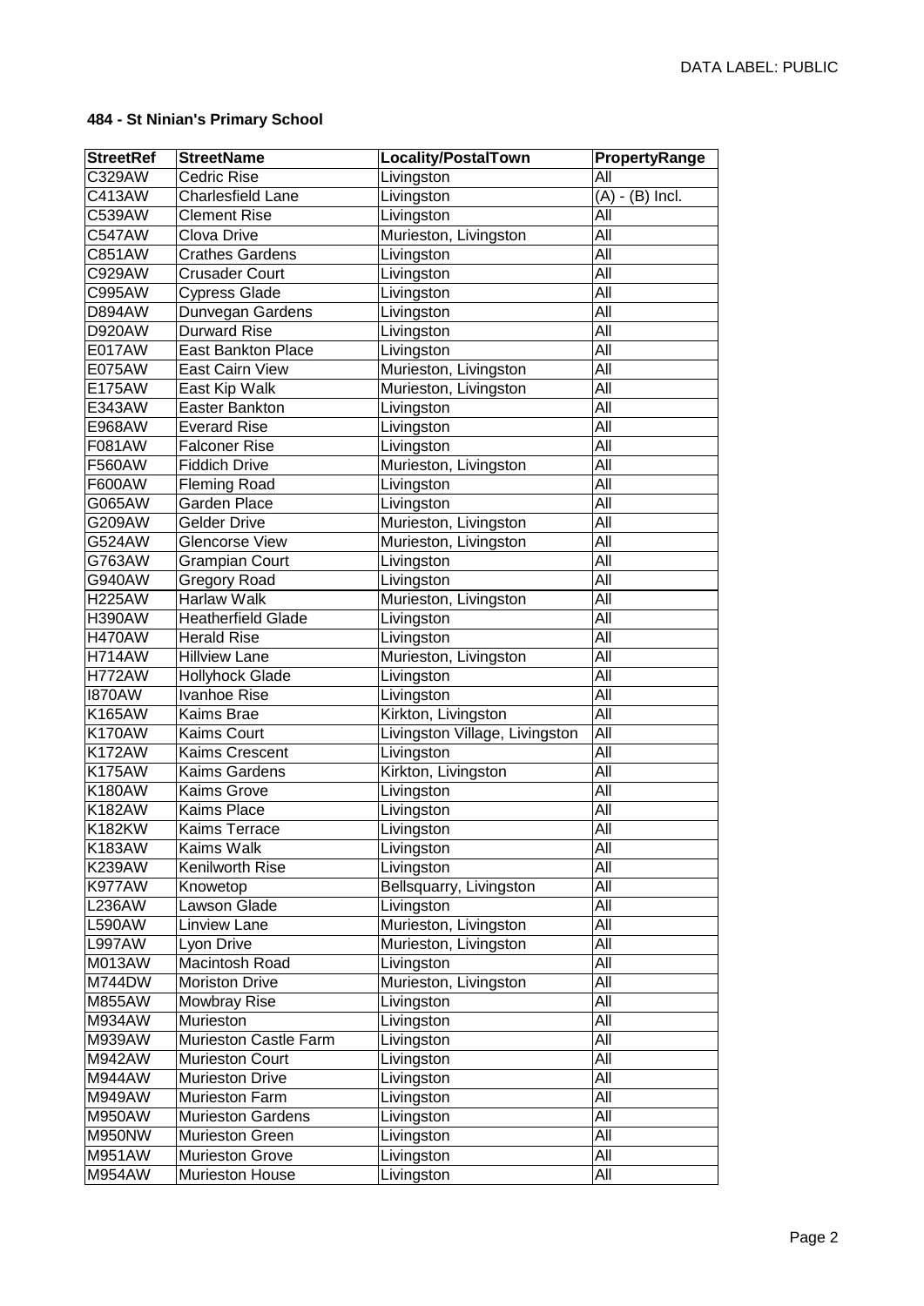**484 - St Ninian's Primary School**

| StreetRef | StreetName | Locality/PostalTown | PropertyRange |
|---|---|---|---|
| C329AW | Cedric Rise | Livingston | All |
| C413AW | Charlesfield Lane | Livingston | (A) - (B) Incl. |
| C539AW | Clement Rise | Livingston | All |
| C547AW | Clova Drive | Murieston, Livingston | All |
| C851AW | Crathes Gardens | Livingston | All |
| C929AW | Crusader Court | Livingston | All |
| C995AW | Cypress Glade | Livingston | All |
| D894AW | Dunvegan Gardens | Livingston | All |
| D920AW | Durward Rise | Livingston | All |
| E017AW | East Bankton Place | Livingston | All |
| E075AW | East Cairn View | Murieston, Livingston | All |
| E175AW | East Kip Walk | Murieston, Livingston | All |
| E343AW | Easter Bankton | Livingston | All |
| E968AW | Everard Rise | Livingston | All |
| F081AW | Falconer Rise | Livingston | All |
| F560AW | Fiddich Drive | Murieston, Livingston | All |
| F600AW | Fleming Road | Livingston | All |
| G065AW | Garden Place | Livingston | All |
| G209AW | Gelder Drive | Murieston, Livingston | All |
| G524AW | Glencorse View | Murieston, Livingston | All |
| G763AW | Grampian Court | Livingston | All |
| G940AW | Gregory Road | Livingston | All |
| H225AW | Harlaw Walk | Murieston, Livingston | All |
| H390AW | Heatherfield Glade | Livingston | All |
| H470AW | Herald Rise | Livingston | All |
| H714AW | Hillview Lane | Murieston, Livingston | All |
| H772AW | Hollyhock Glade | Livingston | All |
| I870AW | Ivanhoe Rise | Livingston | All |
| K165AW | Kaims Brae | Kirkton, Livingston | All |
| K170AW | Kaims Court | Livingston Village, Livingston | All |
| K172AW | Kaims Crescent | Livingston | All |
| K175AW | Kaims Gardens | Kirkton, Livingston | All |
| K180AW | Kaims Grove | Livingston | All |
| K182AW | Kaims Place | Livingston | All |
| K182KW | Kaims Terrace | Livingston | All |
| K183AW | Kaims Walk | Livingston | All |
| K239AW | Kenilworth Rise | Livingston | All |
| K977AW | Knowetop | Bellsquarry, Livingston | All |
| L236AW | Lawson Glade | Livingston | All |
| L590AW | Linview Lane | Murieston, Livingston | All |
| L997AW | Lyon Drive | Murieston, Livingston | All |
| M013AW | Macintosh Road | Livingston | All |
| M744DW | Moriston Drive | Murieston, Livingston | All |
| M855AW | Mowbray Rise | Livingston | All |
| M934AW | Murieston | Livingston | All |
| M939AW | Murieston Castle Farm | Livingston | All |
| M942AW | Murieston Court | Livingston | All |
| M944AW | Murieston Drive | Livingston | All |
| M949AW | Murieston Farm | Livingston | All |
| M950AW | Murieston Gardens | Livingston | All |
| M950NW | Murieston Green | Livingston | All |
| M951AW | Murieston Grove | Livingston | All |
| M954AW | Murieston House | Livingston | All |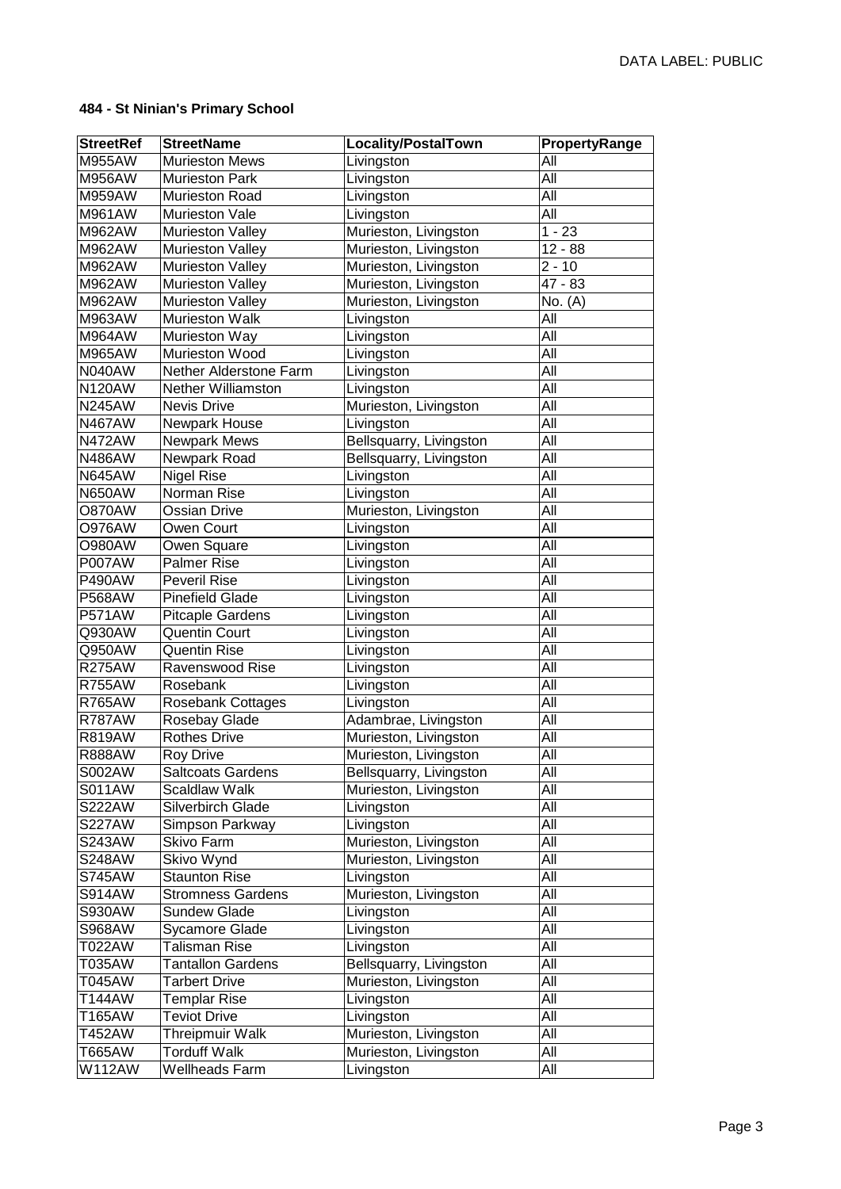**484 - St Ninian's Primary School**

| StreetRef | StreetName | Locality/PostalTown | PropertyRange |
|---|---|---|---|
| M955AW | Murieston Mews | Livingston | All |
| M956AW | Murieston Park | Livingston | All |
| M959AW | Murieston Road | Livingston | All |
| M961AW | Murieston Vale | Livingston | All |
| M962AW | Murieston Valley | Murieston, Livingston | 1 - 23 |
| M962AW | Murieston Valley | Murieston, Livingston | 12 - 88 |
| M962AW | Murieston Valley | Murieston, Livingston | 2 - 10 |
| M962AW | Murieston Valley | Murieston, Livingston | 47 - 83 |
| M962AW | Murieston Valley | Murieston, Livingston | No. (A) |
| M963AW | Murieston Walk | Livingston | All |
| M964AW | Murieston Way | Livingston | All |
| M965AW | Murieston Wood | Livingston | All |
| N040AW | Nether Alderstone Farm | Livingston | All |
| N120AW | Nether Williamston | Livingston | All |
| N245AW | Nevis Drive | Murieston, Livingston | All |
| N467AW | Newpark House | Livingston | All |
| N472AW | Newpark Mews | Bellsquarry, Livingston | All |
| N486AW | Newpark Road | Bellsquarry, Livingston | All |
| N645AW | Nigel Rise | Livingston | All |
| N650AW | Norman Rise | Livingston | All |
| O870AW | Ossian Drive | Murieston, Livingston | All |
| O976AW | Owen Court | Livingston | All |
| O980AW | Owen Square | Livingston | All |
| P007AW | Palmer Rise | Livingston | All |
| P490AW | Peveril Rise | Livingston | All |
| P568AW | Pinefield Glade | Livingston | All |
| P571AW | Pitcaple Gardens | Livingston | All |
| Q930AW | Quentin Court | Livingston | All |
| Q950AW | Quentin Rise | Livingston | All |
| R275AW | Ravenswood Rise | Livingston | All |
| R755AW | Rosebank | Livingston | All |
| R765AW | Rosebank Cottages | Livingston | All |
| R787AW | Rosebay Glade | Adambrae, Livingston | All |
| R819AW | Rothes Drive | Murieston, Livingston | All |
| R888AW | Roy Drive | Murieston, Livingston | All |
| S002AW | Saltcoats Gardens | Bellsquarry, Livingston | All |
| S011AW | Scaldlaw Walk | Murieston, Livingston | All |
| S222AW | Silverbirch Glade | Livingston | All |
| S227AW | Simpson Parkway | Livingston | All |
| S243AW | Skivo Farm | Murieston, Livingston | All |
| S248AW | Skivo Wynd | Murieston, Livingston | All |
| S745AW | Staunton Rise | Livingston | All |
| S914AW | Stromness Gardens | Murieston, Livingston | All |
| S930AW | Sundew Glade | Livingston | All |
| S968AW | Sycamore Glade | Livingston | All |
| T022AW | Talisman Rise | Livingston | All |
| T035AW | Tantallon Gardens | Bellsquarry, Livingston | All |
| T045AW | Tarbert Drive | Murieston, Livingston | All |
| T144AW | Templar Rise | Livingston | All |
| T165AW | Teviot Drive | Livingston | All |
| T452AW | Threipmuir Walk | Murieston, Livingston | All |
| T665AW | Torduff Walk | Murieston, Livingston | All |
| W112AW | Wellheads Farm | Livingston | All |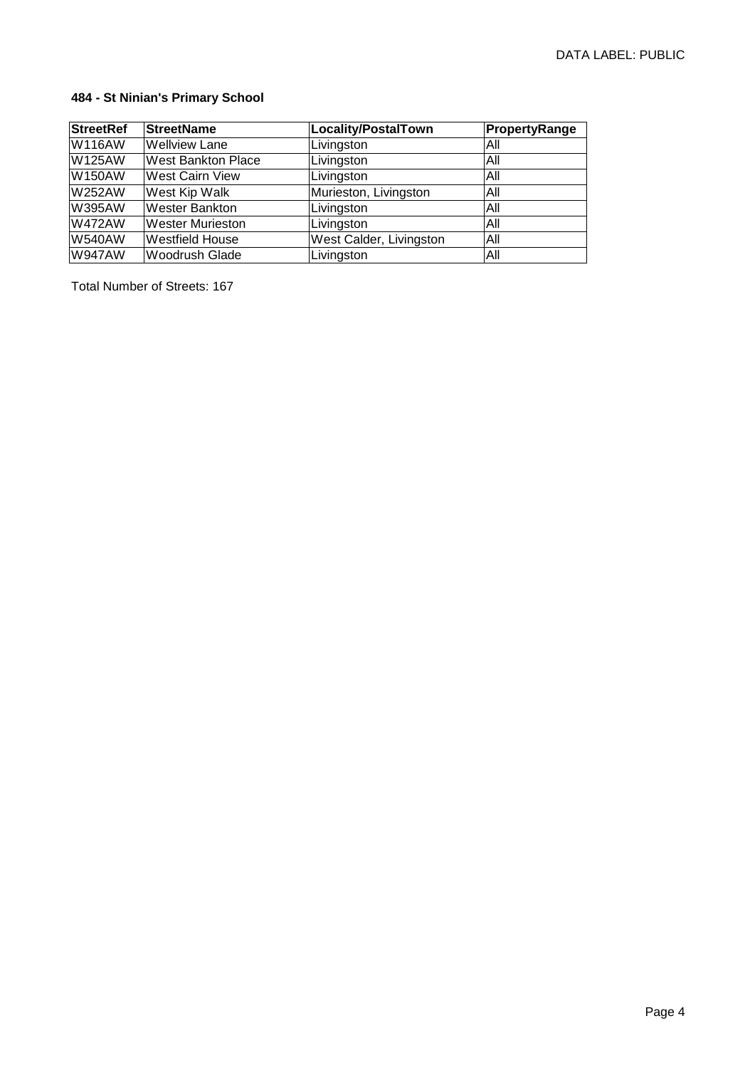### 484 - St Ninian's Primary School

| StreetRef | StreetName | Locality/PostalTown | PropertyRange |
|---|---|---|---|
| W116AW | Wellview Lane | Livingston | All |
| W125AW | West Bankton Place | Livingston | All |
| W150AW | West Cairn View | Livingston | All |
| W252AW | West Kip Walk | Murieston, Livingston | All |
| W395AW | Wester Bankton | Livingston | All |
| W472AW | Wester Murieston | Livingston | All |
| W540AW | Westfield House | West Calder, Livingston | All |
| W947AW | Woodrush Glade | Livingston | All |

Total Number of Streets: 167